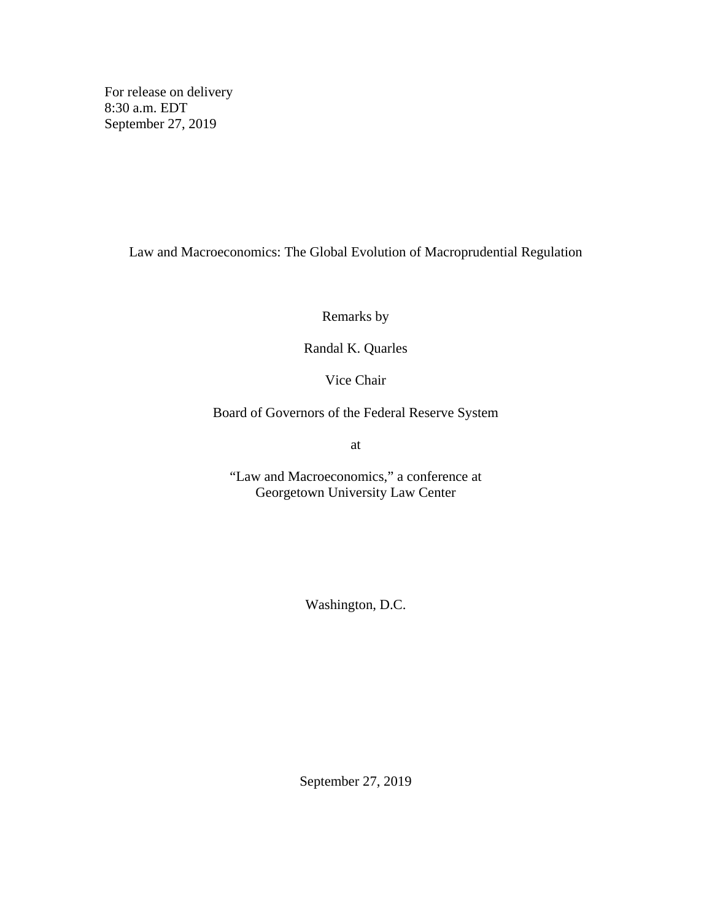For release on delivery
8:30 a.m. EDT
September 27, 2019

# Law and Macroeconomics: The Global Evolution of Macroprudential Regulation

Remarks by

Randal K. Quarles

Vice Chair

Board of Governors of the Federal Reserve System

at

"Law and Macroeconomics," a conference at
Georgetown University Law Center

Washington, D.C.

September 27, 2019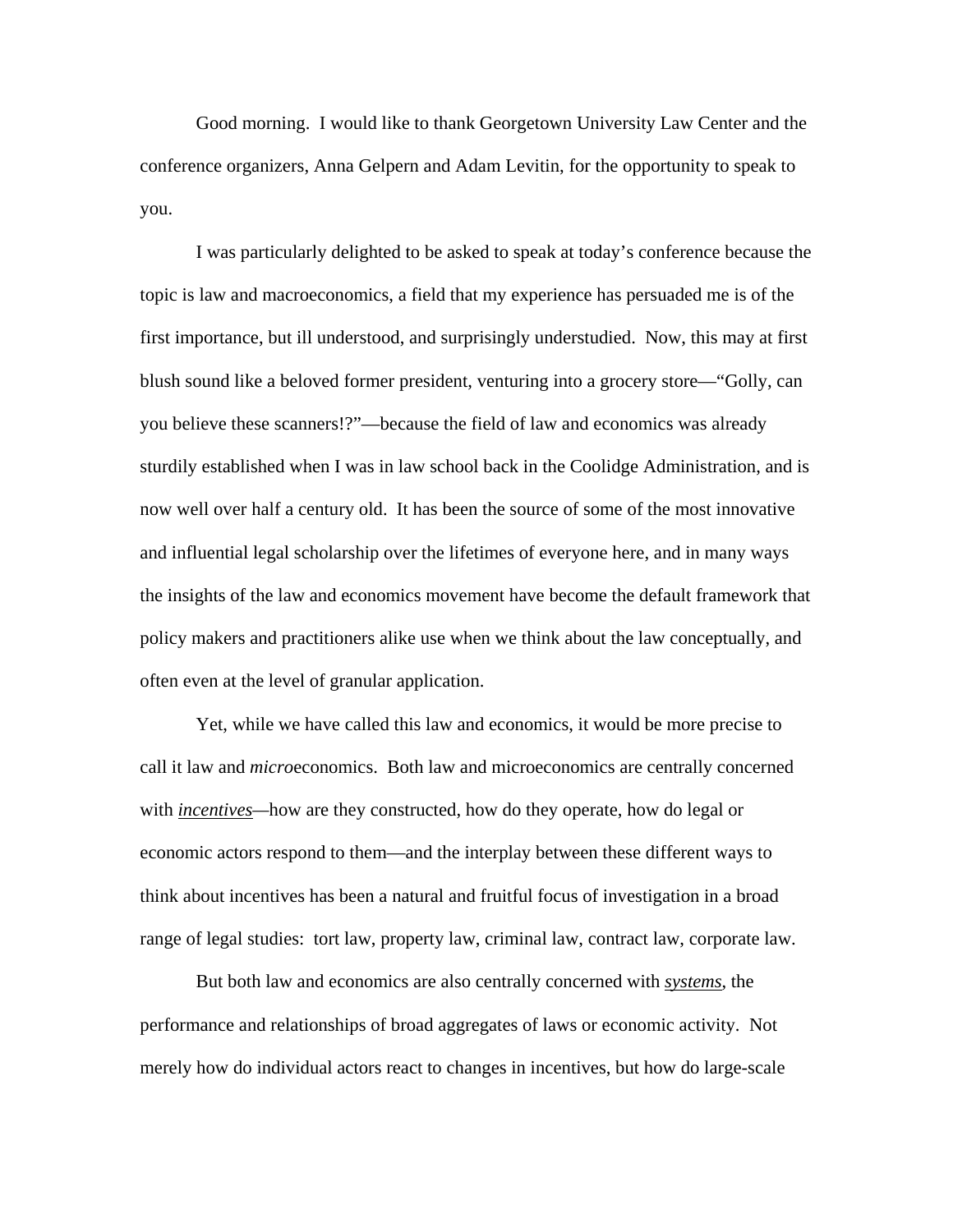Good morning. I would like to thank Georgetown University Law Center and the conference organizers, Anna Gelpern and Adam Levitin, for the opportunity to speak to you.

I was particularly delighted to be asked to speak at today's conference because the topic is law and macroeconomics, a field that my experience has persuaded me is of the first importance, but ill understood, and surprisingly understudied. Now, this may at first blush sound like a beloved former president, venturing into a grocery store—"Golly, can you believe these scanners!?"—because the field of law and economics was already sturdily established when I was in law school back in the Coolidge Administration, and is now well over half a century old. It has been the source of some of the most innovative and influential legal scholarship over the lifetimes of everyone here, and in many ways the insights of the law and economics movement have become the default framework that policy makers and practitioners alike use when we think about the law conceptually, and often even at the level of granular application.

Yet, while we have called this law and economics, it would be more precise to call it law and *micro*economics. Both law and microeconomics are centrally concerned with ***incentives***—how are they constructed, how do they operate, how do legal or economic actors respond to them—and the interplay between these different ways to think about incentives has been a natural and fruitful focus of investigation in a broad range of legal studies: tort law, property law, criminal law, contract law, corporate law.

But both law and economics are also centrally concerned with ***systems***, the performance and relationships of broad aggregates of laws or economic activity. Not merely how do individual actors react to changes in incentives, but how do large-scale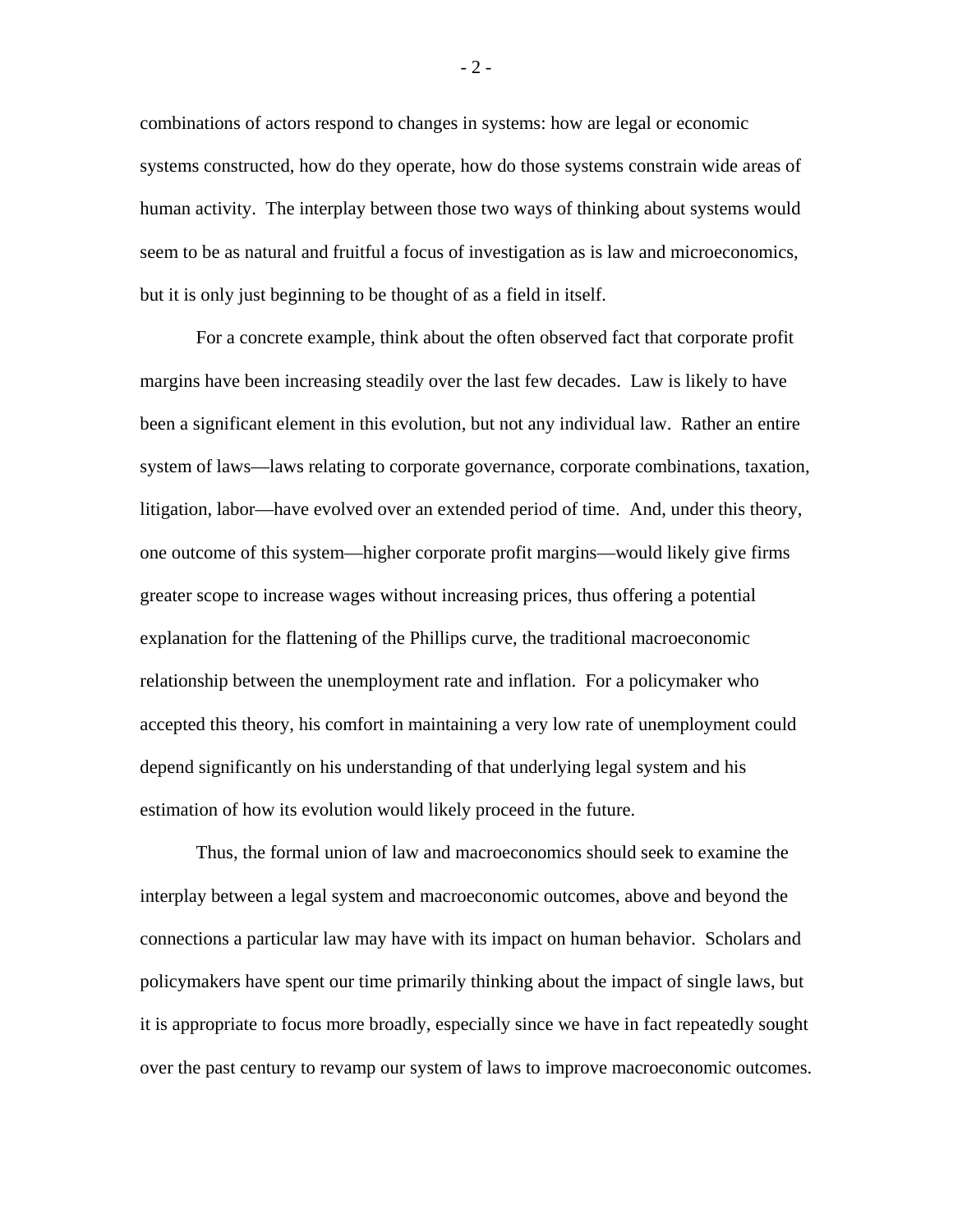combinations of actors respond to changes in systems: how are legal or economic systems constructed, how do they operate, how do those systems constrain wide areas of human activity. The interplay between those two ways of thinking about systems would seem to be as natural and fruitful a focus of investigation as is law and microeconomics, but it is only just beginning to be thought of as a field in itself.

For a concrete example, think about the often observed fact that corporate profit margins have been increasing steadily over the last few decades. Law is likely to have been a significant element in this evolution, but not any individual law. Rather an entire system of laws—laws relating to corporate governance, corporate combinations, taxation, litigation, labor—have evolved over an extended period of time. And, under this theory, one outcome of this system—higher corporate profit margins—would likely give firms greater scope to increase wages without increasing prices, thus offering a potential explanation for the flattening of the Phillips curve, the traditional macroeconomic relationship between the unemployment rate and inflation. For a policymaker who accepted this theory, his comfort in maintaining a very low rate of unemployment could depend significantly on his understanding of that underlying legal system and his estimation of how its evolution would likely proceed in the future.

Thus, the formal union of law and macroeconomics should seek to examine the interplay between a legal system and macroeconomic outcomes, above and beyond the connections a particular law may have with its impact on human behavior. Scholars and policymakers have spent our time primarily thinking about the impact of single laws, but it is appropriate to focus more broadly, especially since we have in fact repeatedly sought over the past century to revamp our system of laws to improve macroeconomic outcomes.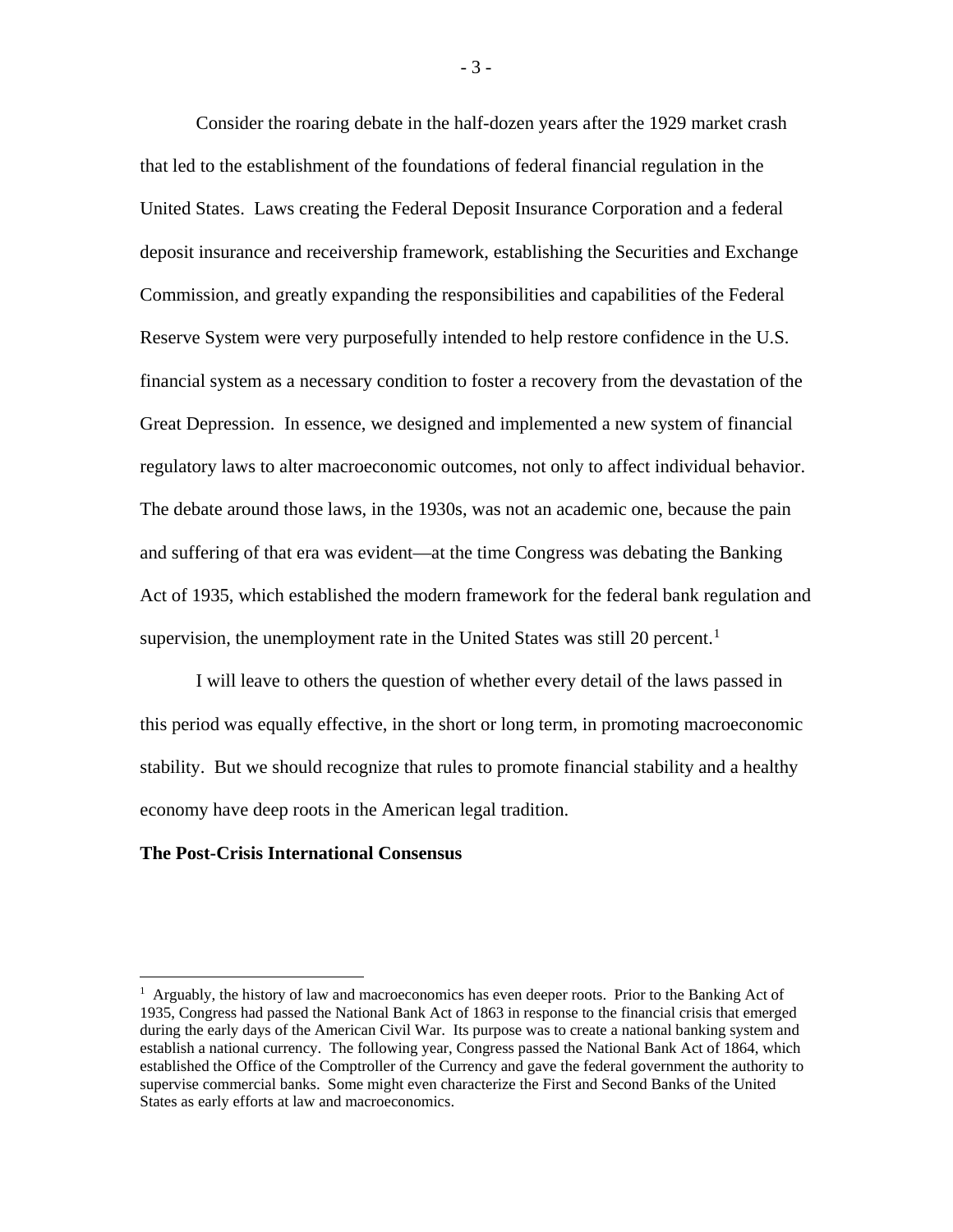Consider the roaring debate in the half-dozen years after the 1929 market crash that led to the establishment of the foundations of federal financial regulation in the United States. Laws creating the Federal Deposit Insurance Corporation and a federal deposit insurance and receivership framework, establishing the Securities and Exchange Commission, and greatly expanding the responsibilities and capabilities of the Federal Reserve System were very purposefully intended to help restore confidence in the U.S. financial system as a necessary condition to foster a recovery from the devastation of the Great Depression. In essence, we designed and implemented a new system of financial regulatory laws to alter macroeconomic outcomes, not only to affect individual behavior. The debate around those laws, in the 1930s, was not an academic one, because the pain and suffering of that era was evident—at the time Congress was debating the Banking Act of 1935, which established the modern framework for the federal bank regulation and supervision, the unemployment rate in the United States was still 20 percent.[1]

I will leave to others the question of whether every detail of the laws passed in this period was equally effective, in the short or long term, in promoting macroeconomic stability. But we should recognize that rules to promote financial stability and a healthy economy have deep roots in the American legal tradition.

**The Post-Crisis International Consensus**

[1] Arguably, the history of law and macroeconomics has even deeper roots. Prior to the Banking Act of 1935, Congress had passed the National Bank Act of 1863 in response to the financial crisis that emerged during the early days of the American Civil War. Its purpose was to create a national banking system and establish a national currency. The following year, Congress passed the National Bank Act of 1864, which established the Office of the Comptroller of the Currency and gave the federal government the authority to supervise commercial banks. Some might even characterize the First and Second Banks of the United States as early efforts at law and macroeconomics.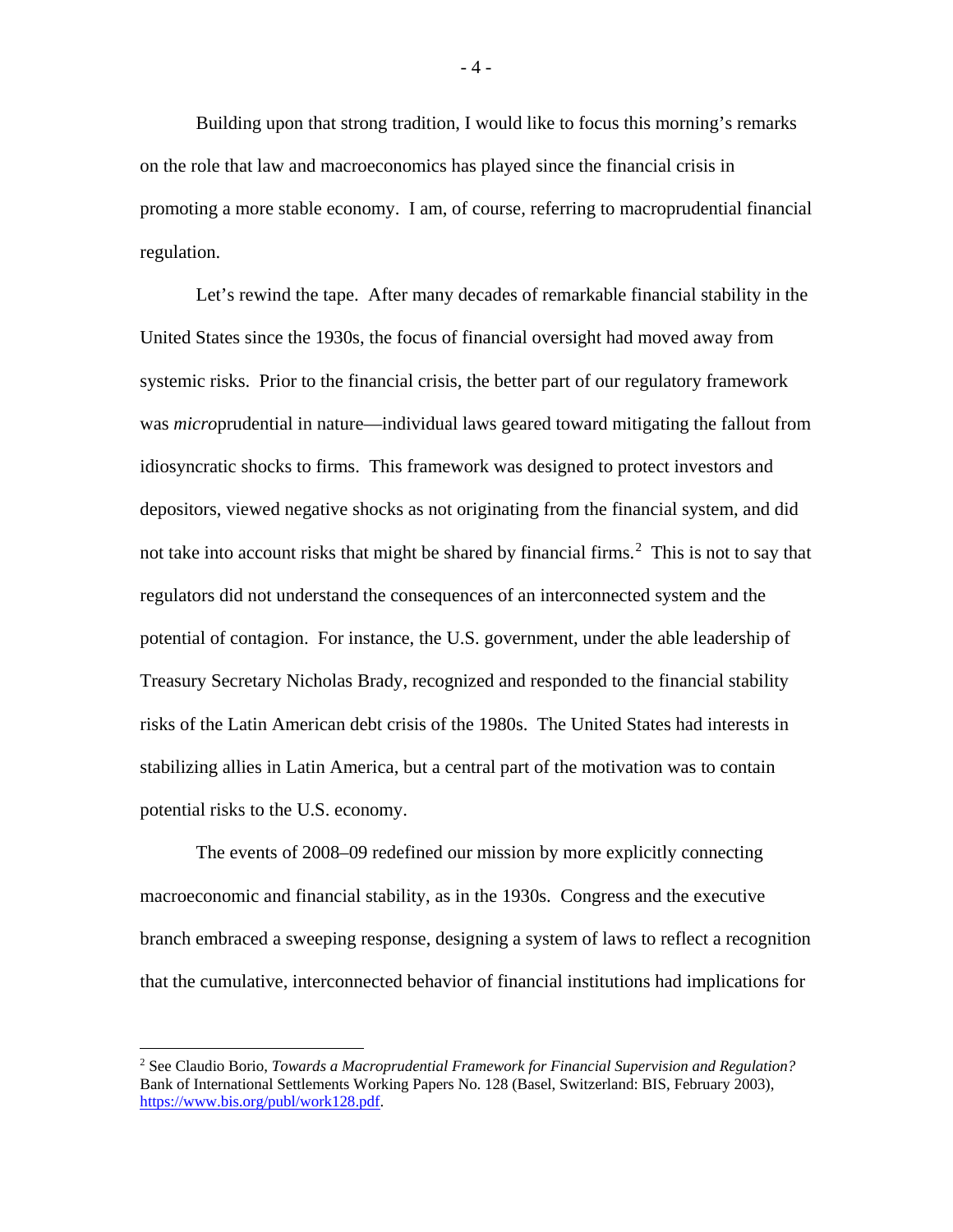Building upon that strong tradition, I would like to focus this morning's remarks on the role that law and macroeconomics has played since the financial crisis in promoting a more stable economy. I am, of course, referring to macroprudential financial regulation.

Let's rewind the tape. After many decades of remarkable financial stability in the United States since the 1930s, the focus of financial oversight had moved away from systemic risks. Prior to the financial crisis, the better part of our regulatory framework was *micro*prudential in nature—individual laws geared toward mitigating the fallout from idiosyncratic shocks to firms. This framework was designed to protect investors and depositors, viewed negative shocks as not originating from the financial system, and did not take into account risks that might be shared by financial firms.[2] This is not to say that regulators did not understand the consequences of an interconnected system and the potential of contagion. For instance, the U.S. government, under the able leadership of Treasury Secretary Nicholas Brady, recognized and responded to the financial stability risks of the Latin American debt crisis of the 1980s. The United States had interests in stabilizing allies in Latin America, but a central part of the motivation was to contain potential risks to the U.S. economy.

The events of 2008–09 redefined our mission by more explicitly connecting macroeconomic and financial stability, as in the 1930s. Congress and the executive branch embraced a sweeping response, designing a system of laws to reflect a recognition that the cumulative, interconnected behavior of financial institutions had implications for

---

[2] See Claudio Borio, *Towards a Macroprudential Framework for Financial Supervision and Regulation?* Bank of International Settlements Working Papers No. 128 (Basel, Switzerland: BIS, February 2003), https://www.bis.org/publ/work128.pdf.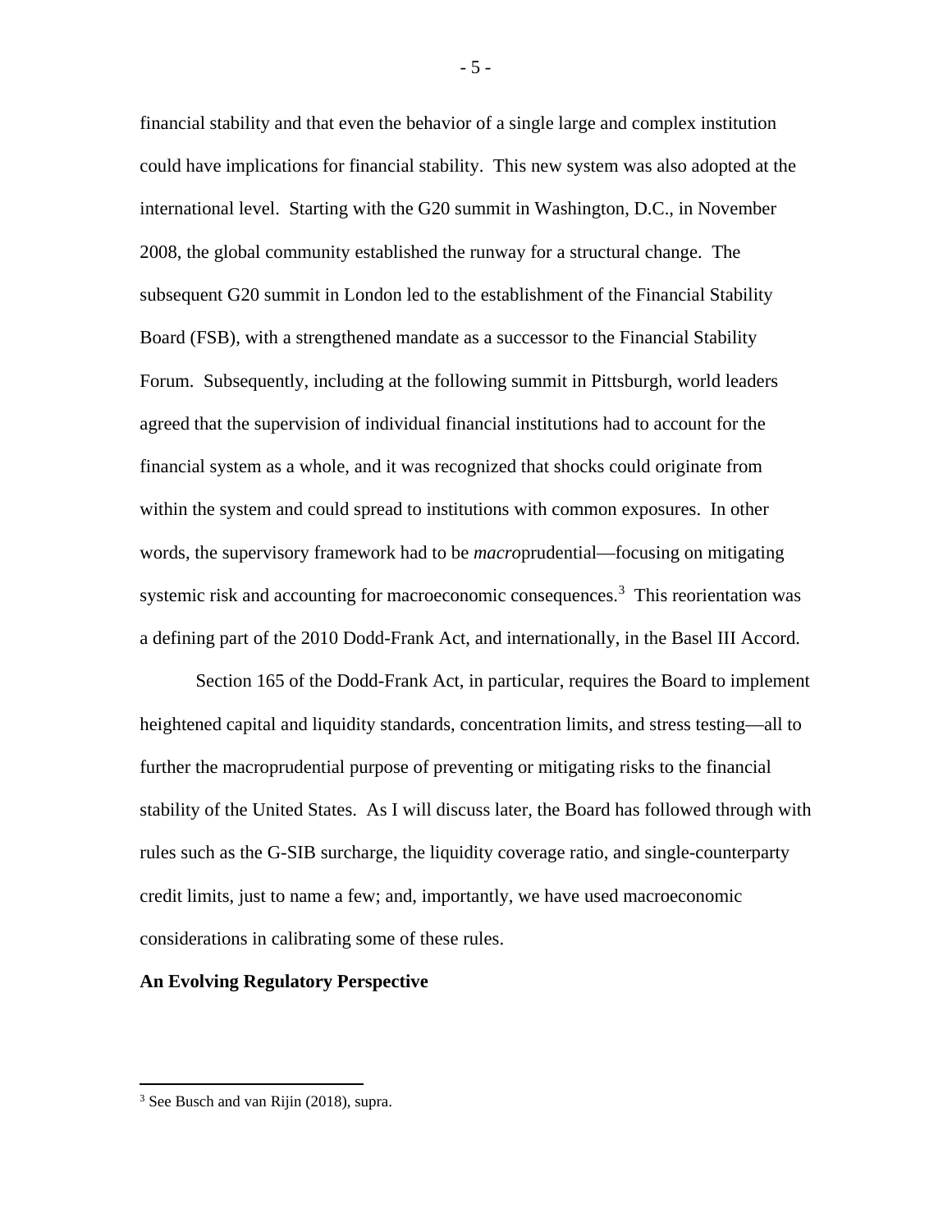financial stability and that even the behavior of a single large and complex institution could have implications for financial stability. This new system was also adopted at the international level. Starting with the G20 summit in Washington, D.C., in November 2008, the global community established the runway for a structural change. The subsequent G20 summit in London led to the establishment of the Financial Stability Board (FSB), with a strengthened mandate as a successor to the Financial Stability Forum. Subsequently, including at the following summit in Pittsburgh, world leaders agreed that the supervision of individual financial institutions had to account for the financial system as a whole, and it was recognized that shocks could originate from within the system and could spread to institutions with common exposures. In other words, the supervisory framework had to be *macro*prudential—focusing on mitigating systemic risk and accounting for macroeconomic consequences.[3] This reorientation was a defining part of the 2010 Dodd-Frank Act, and internationally, in the Basel III Accord.

Section 165 of the Dodd-Frank Act, in particular, requires the Board to implement heightened capital and liquidity standards, concentration limits, and stress testing—all to further the macroprudential purpose of preventing or mitigating risks to the financial stability of the United States. As I will discuss later, the Board has followed through with rules such as the G-SIB surcharge, the liquidity coverage ratio, and single-counterparty credit limits, just to name a few; and, importantly, we have used macroeconomic considerations in calibrating some of these rules.

**An Evolving Regulatory Perspective**

[3] See Busch and van Rijin (2018), supra.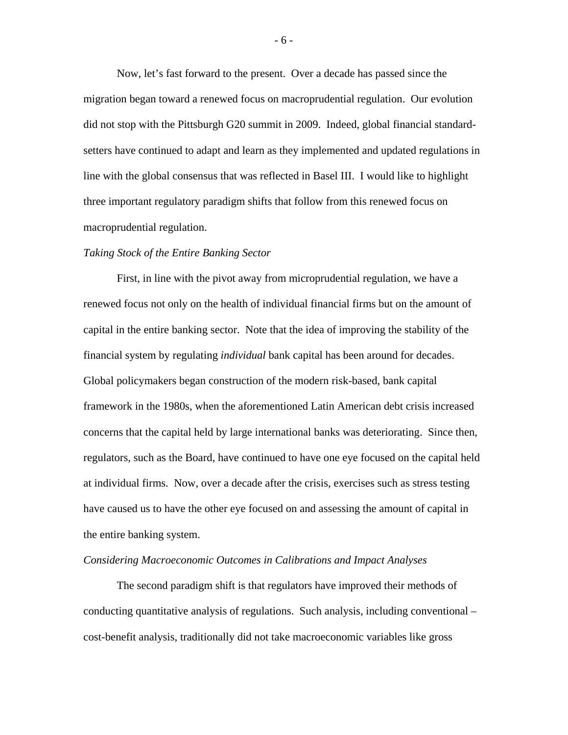Now, let's fast forward to the present. Over a decade has passed since the migration began toward a renewed focus on macroprudential regulation. Our evolution did not stop with the Pittsburgh G20 summit in 2009. Indeed, global financial standard-setters have continued to adapt and learn as they implemented and updated regulations in line with the global consensus that was reflected in Basel III. I would like to highlight three important regulatory paradigm shifts that follow from this renewed focus on macroprudential regulation.

*Taking Stock of the Entire Banking Sector*

First, in line with the pivot away from microprudential regulation, we have a renewed focus not only on the health of individual financial firms but on the amount of capital in the entire banking sector. Note that the idea of improving the stability of the financial system by regulating *individual* bank capital has been around for decades. Global policymakers began construction of the modern risk-based, bank capital framework in the 1980s, when the aforementioned Latin American debt crisis increased concerns that the capital held by large international banks was deteriorating. Since then, regulators, such as the Board, have continued to have one eye focused on the capital held at individual firms. Now, over a decade after the crisis, exercises such as stress testing have caused us to have the other eye focused on and assessing the amount of capital in the entire banking system.

*Considering Macroeconomic Outcomes in Calibrations and Impact Analyses*

The second paradigm shift is that regulators have improved their methods of conducting quantitative analysis of regulations. Such analysis, including conventional – cost-benefit analysis, traditionally did not take macroeconomic variables like gross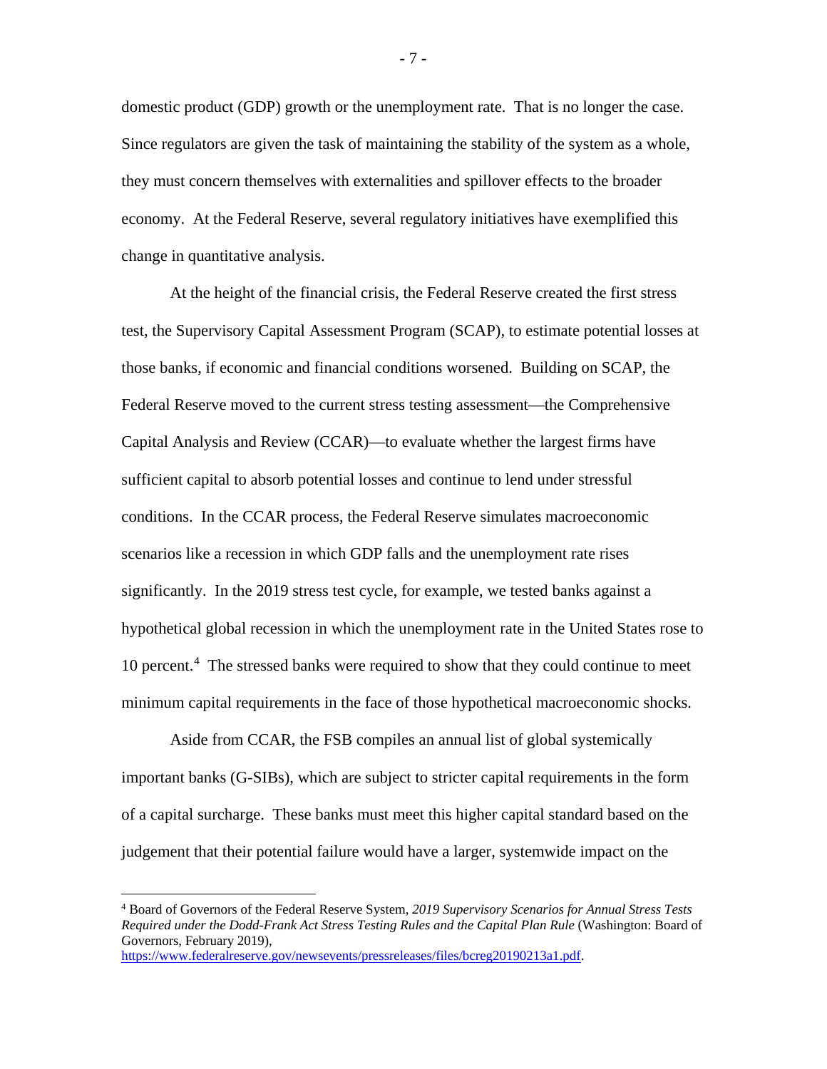domestic product (GDP) growth or the unemployment rate. That is no longer the case. Since regulators are given the task of maintaining the stability of the system as a whole, they must concern themselves with externalities and spillover effects to the broader economy. At the Federal Reserve, several regulatory initiatives have exemplified this change in quantitative analysis.

At the height of the financial crisis, the Federal Reserve created the first stress test, the Supervisory Capital Assessment Program (SCAP), to estimate potential losses at those banks, if economic and financial conditions worsened. Building on SCAP, the Federal Reserve moved to the current stress testing assessment—the Comprehensive Capital Analysis and Review (CCAR)—to evaluate whether the largest firms have sufficient capital to absorb potential losses and continue to lend under stressful conditions. In the CCAR process, the Federal Reserve simulates macroeconomic scenarios like a recession in which GDP falls and the unemployment rate rises significantly. In the 2019 stress test cycle, for example, we tested banks against a hypothetical global recession in which the unemployment rate in the United States rose to 10 percent.[4] The stressed banks were required to show that they could continue to meet minimum capital requirements in the face of those hypothetical macroeconomic shocks.

Aside from CCAR, the FSB compiles an annual list of global systemically important banks (G-SIBs), which are subject to stricter capital requirements in the form of a capital surcharge. These banks must meet this higher capital standard based on the judgement that their potential failure would have a larger, systemwide impact on the

---

[4] Board of Governors of the Federal Reserve System, *2019 Supervisory Scenarios for Annual Stress Tests Required under the Dodd-Frank Act Stress Testing Rules and the Capital Plan Rule* (Washington: Board of Governors, February 2019), https://www.federalreserve.gov/newsevents/pressreleases/files/bcreg20190213a1.pdf.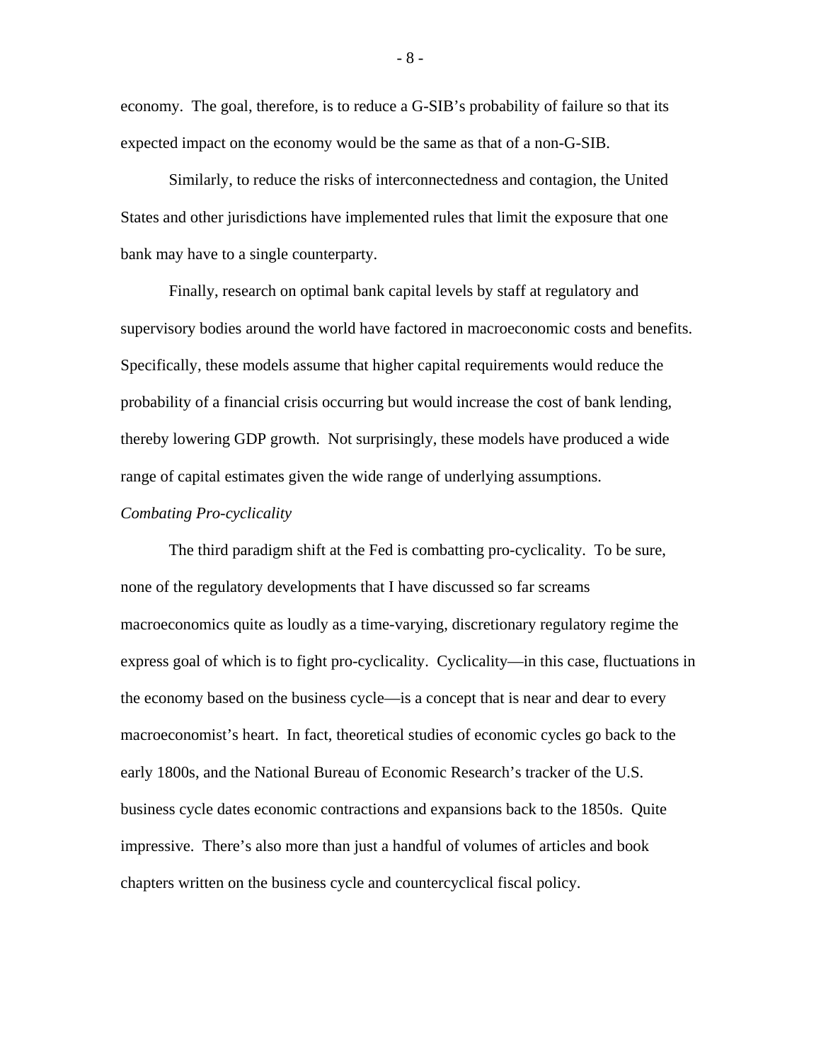economy. The goal, therefore, is to reduce a G-SIB's probability of failure so that its expected impact on the economy would be the same as that of a non-G-SIB.

Similarly, to reduce the risks of interconnectedness and contagion, the United States and other jurisdictions have implemented rules that limit the exposure that one bank may have to a single counterparty.

Finally, research on optimal bank capital levels by staff at regulatory and supervisory bodies around the world have factored in macroeconomic costs and benefits. Specifically, these models assume that higher capital requirements would reduce the probability of a financial crisis occurring but would increase the cost of bank lending, thereby lowering GDP growth. Not surprisingly, these models have produced a wide range of capital estimates given the wide range of underlying assumptions.

*Combating Pro-cyclicality*

The third paradigm shift at the Fed is combatting pro-cyclicality. To be sure, none of the regulatory developments that I have discussed so far screams macroeconomics quite as loudly as a time-varying, discretionary regulatory regime the express goal of which is to fight pro-cyclicality. Cyclicality—in this case, fluctuations in the economy based on the business cycle—is a concept that is near and dear to every macroeconomist's heart. In fact, theoretical studies of economic cycles go back to the early 1800s, and the National Bureau of Economic Research's tracker of the U.S. business cycle dates economic contractions and expansions back to the 1850s. Quite impressive. There's also more than just a handful of volumes of articles and book chapters written on the business cycle and countercyclical fiscal policy.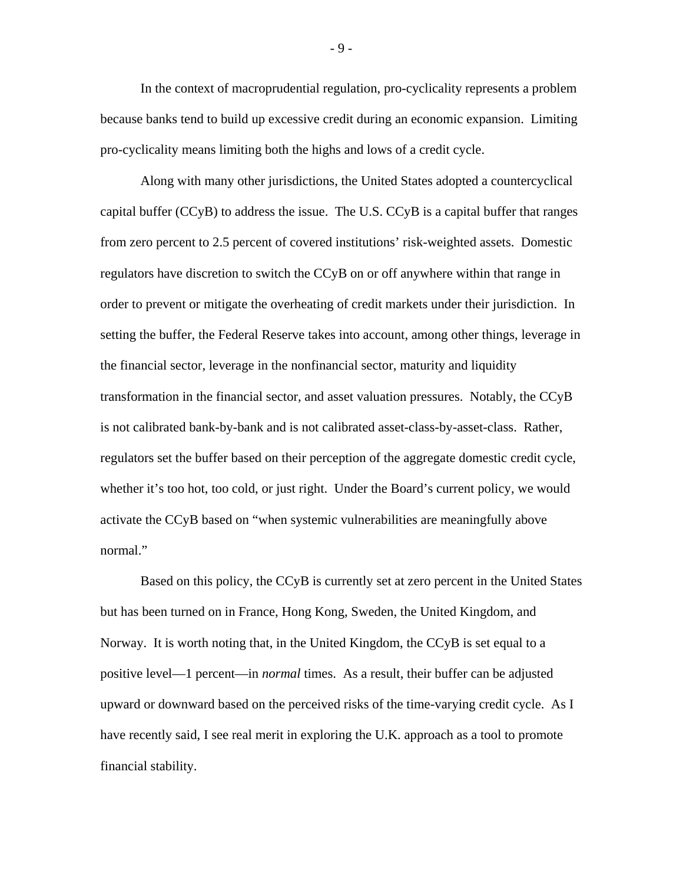In the context of macroprudential regulation, pro-cyclicality represents a problem because banks tend to build up excessive credit during an economic expansion. Limiting pro-cyclicality means limiting both the highs and lows of a credit cycle.

Along with many other jurisdictions, the United States adopted a countercyclical capital buffer (CCyB) to address the issue. The U.S. CCyB is a capital buffer that ranges from zero percent to 2.5 percent of covered institutions' risk-weighted assets. Domestic regulators have discretion to switch the CCyB on or off anywhere within that range in order to prevent or mitigate the overheating of credit markets under their jurisdiction. In setting the buffer, the Federal Reserve takes into account, among other things, leverage in the financial sector, leverage in the nonfinancial sector, maturity and liquidity transformation in the financial sector, and asset valuation pressures. Notably, the CCyB is not calibrated bank-by-bank and is not calibrated asset-class-by-asset-class. Rather, regulators set the buffer based on their perception of the aggregate domestic credit cycle, whether it's too hot, too cold, or just right. Under the Board's current policy, we would activate the CCyB based on "when systemic vulnerabilities are meaningfully above normal."

Based on this policy, the CCyB is currently set at zero percent in the United States but has been turned on in France, Hong Kong, Sweden, the United Kingdom, and Norway. It is worth noting that, in the United Kingdom, the CCyB is set equal to a positive level—1 percent—in *normal* times. As a result, their buffer can be adjusted upward or downward based on the perceived risks of the time-varying credit cycle. As I have recently said, I see real merit in exploring the U.K. approach as a tool to promote financial stability.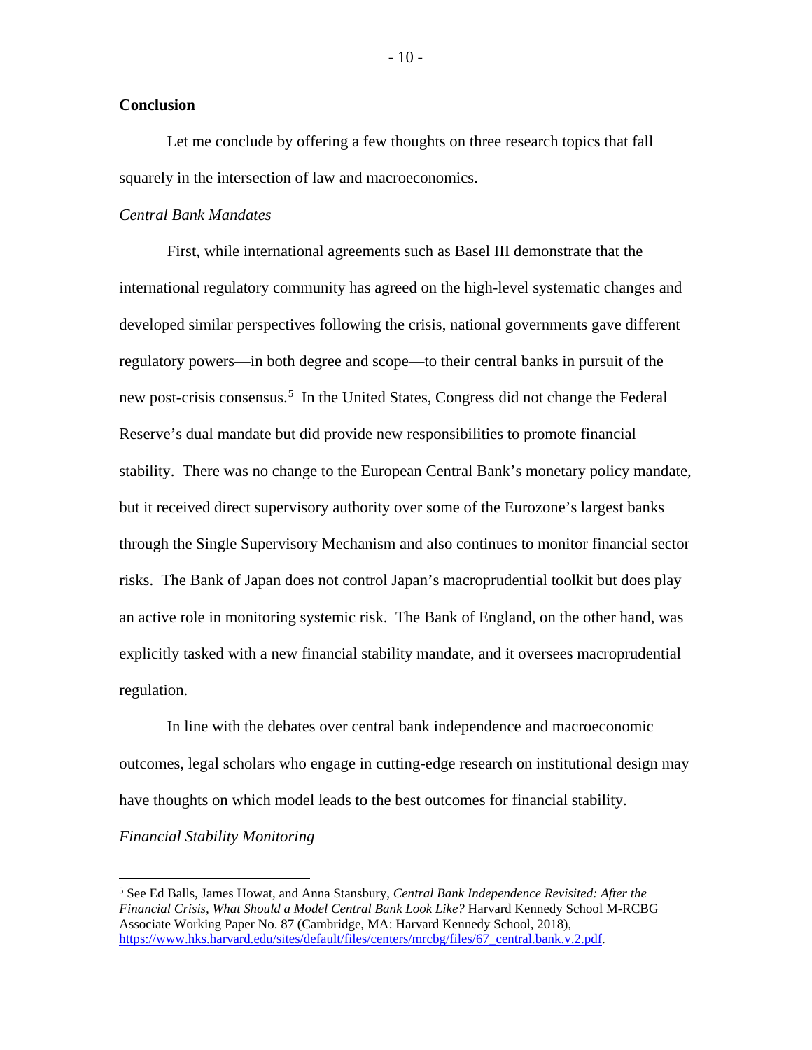**Conclusion**

Let me conclude by offering a few thoughts on three research topics that fall squarely in the intersection of law and macroeconomics.

*Central Bank Mandates*

First, while international agreements such as Basel III demonstrate that the international regulatory community has agreed on the high-level systematic changes and developed similar perspectives following the crisis, national governments gave different regulatory powers—in both degree and scope—to their central banks in pursuit of the new post-crisis consensus.[5] In the United States, Congress did not change the Federal Reserve's dual mandate but did provide new responsibilities to promote financial stability. There was no change to the European Central Bank's monetary policy mandate, but it received direct supervisory authority over some of the Eurozone's largest banks through the Single Supervisory Mechanism and also continues to monitor financial sector risks. The Bank of Japan does not control Japan's macroprudential toolkit but does play an active role in monitoring systemic risk. The Bank of England, on the other hand, was explicitly tasked with a new financial stability mandate, and it oversees macroprudential regulation.

In line with the debates over central bank independence and macroeconomic outcomes, legal scholars who engage in cutting-edge research on institutional design may have thoughts on which model leads to the best outcomes for financial stability.

*Financial Stability Monitoring*

---

[5] See Ed Balls, James Howat, and Anna Stansbury, *Central Bank Independence Revisited: After the Financial Crisis, What Should a Model Central Bank Look Like?* Harvard Kennedy School M-RCBG Associate Working Paper No. 87 (Cambridge, MA: Harvard Kennedy School, 2018), https://www.hks.harvard.edu/sites/default/files/centers/mrcbg/files/67_central.bank.v.2.pdf.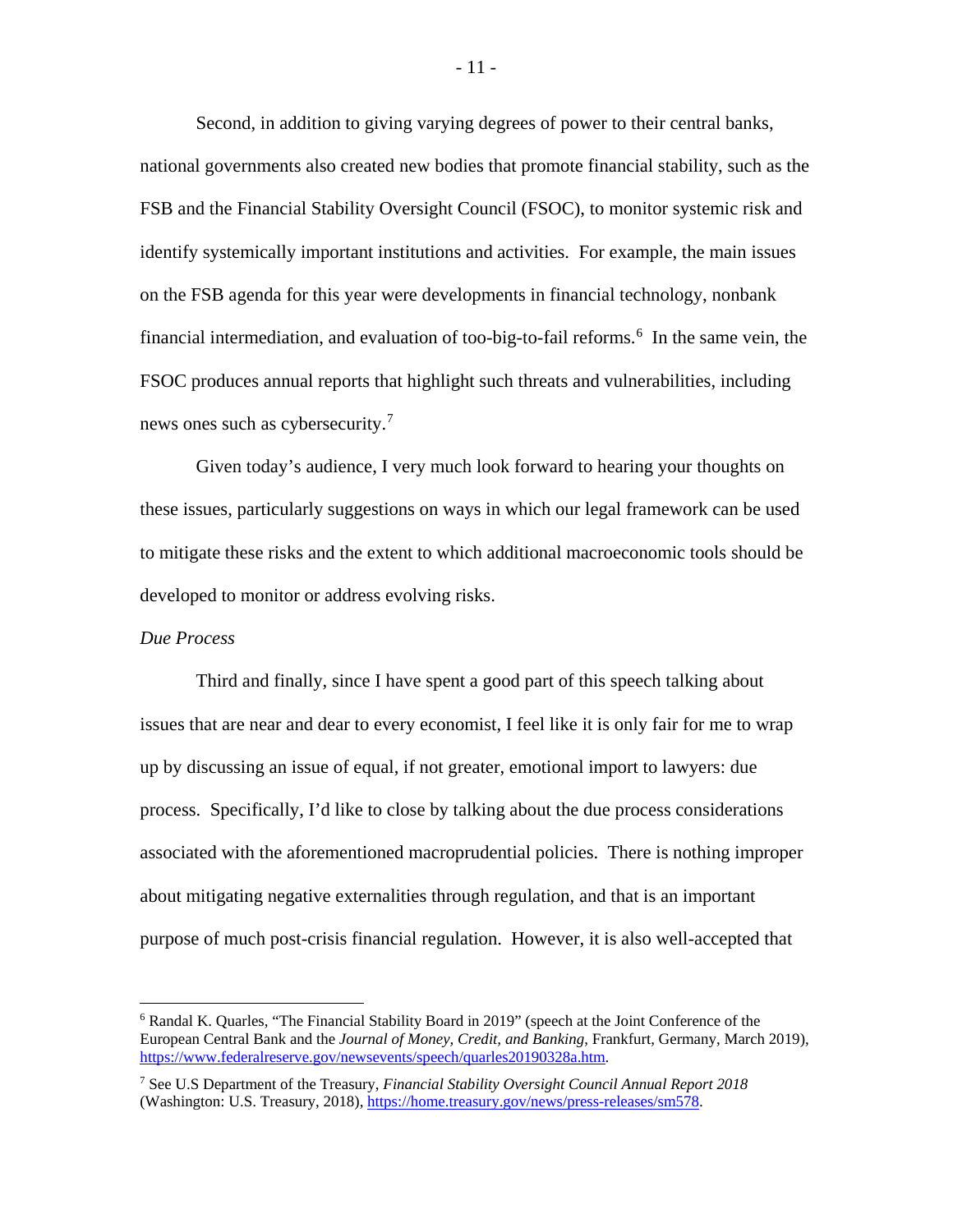Second, in addition to giving varying degrees of power to their central banks, national governments also created new bodies that promote financial stability, such as the FSB and the Financial Stability Oversight Council (FSOC), to monitor systemic risk and identify systemically important institutions and activities. For example, the main issues on the FSB agenda for this year were developments in financial technology, nonbank financial intermediation, and evaluation of too-big-to-fail reforms.[6] In the same vein, the FSOC produces annual reports that highlight such threats and vulnerabilities, including news ones such as cybersecurity.[7]

Given today's audience, I very much look forward to hearing your thoughts on these issues, particularly suggestions on ways in which our legal framework can be used to mitigate these risks and the extent to which additional macroeconomic tools should be developed to monitor or address evolving risks.

*Due Process*

Third and finally, since I have spent a good part of this speech talking about issues that are near and dear to every economist, I feel like it is only fair for me to wrap up by discussing an issue of equal, if not greater, emotional import to lawyers: due process. Specifically, I'd like to close by talking about the due process considerations associated with the aforementioned macroprudential policies. There is nothing improper about mitigating negative externalities through regulation, and that is an important purpose of much post-crisis financial regulation. However, it is also well-accepted that

---

[6] Randal K. Quarles, "The Financial Stability Board in 2019" (speech at the Joint Conference of the European Central Bank and the *Journal of Money, Credit, and Banking*, Frankfurt, Germany, March 2019), https://www.federalreserve.gov/newsevents/speech/quarles20190328a.htm.

[7] See U.S Department of the Treasury, *Financial Stability Oversight Council Annual Report 2018* (Washington: U.S. Treasury, 2018), https://home.treasury.gov/news/press-releases/sm578.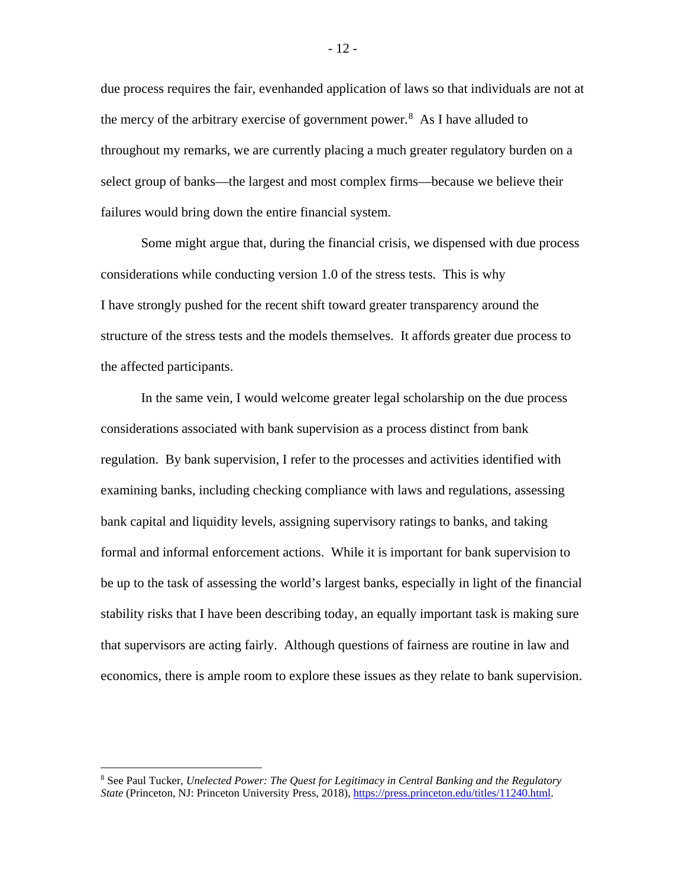due process requires the fair, evenhanded application of laws so that individuals are not at the mercy of the arbitrary exercise of government power.[8] As I have alluded to throughout my remarks, we are currently placing a much greater regulatory burden on a select group of banks—the largest and most complex firms—because we believe their failures would bring down the entire financial system.

Some might argue that, during the financial crisis, we dispensed with due process considerations while conducting version 1.0 of the stress tests. This is why I have strongly pushed for the recent shift toward greater transparency around the structure of the stress tests and the models themselves. It affords greater due process to the affected participants.

In the same vein, I would welcome greater legal scholarship on the due process considerations associated with bank supervision as a process distinct from bank regulation. By bank supervision, I refer to the processes and activities identified with examining banks, including checking compliance with laws and regulations, assessing bank capital and liquidity levels, assigning supervisory ratings to banks, and taking formal and informal enforcement actions. While it is important for bank supervision to be up to the task of assessing the world's largest banks, especially in light of the financial stability risks that I have been describing today, an equally important task is making sure that supervisors are acting fairly. Although questions of fairness are routine in law and economics, there is ample room to explore these issues as they relate to bank supervision.

---

[8] See Paul Tucker, *Unelected Power: The Quest for Legitimacy in Central Banking and the Regulatory State* (Princeton, NJ: Princeton University Press, 2018), https://press.princeton.edu/titles/11240.html.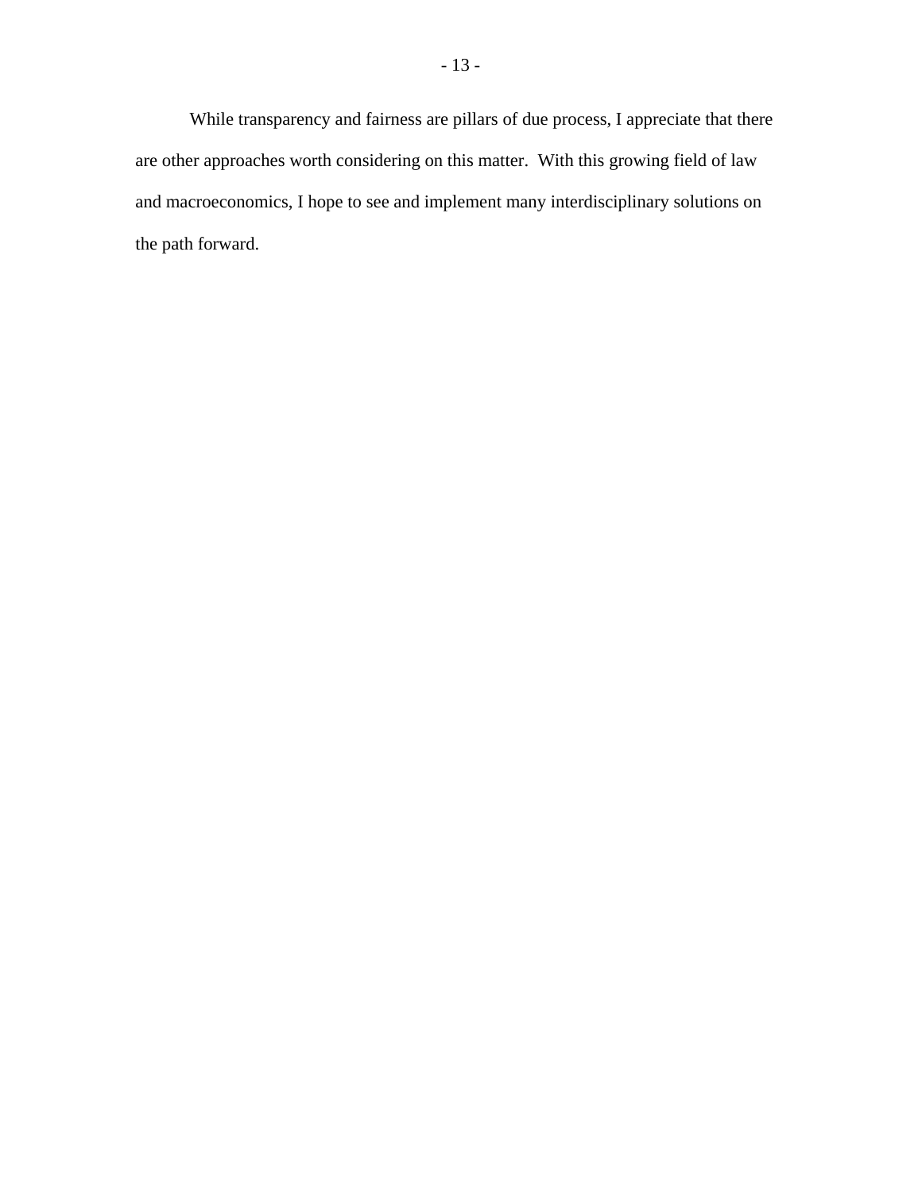While transparency and fairness are pillars of due process, I appreciate that there are other approaches worth considering on this matter. With this growing field of law and macroeconomics, I hope to see and implement many interdisciplinary solutions on the path forward.